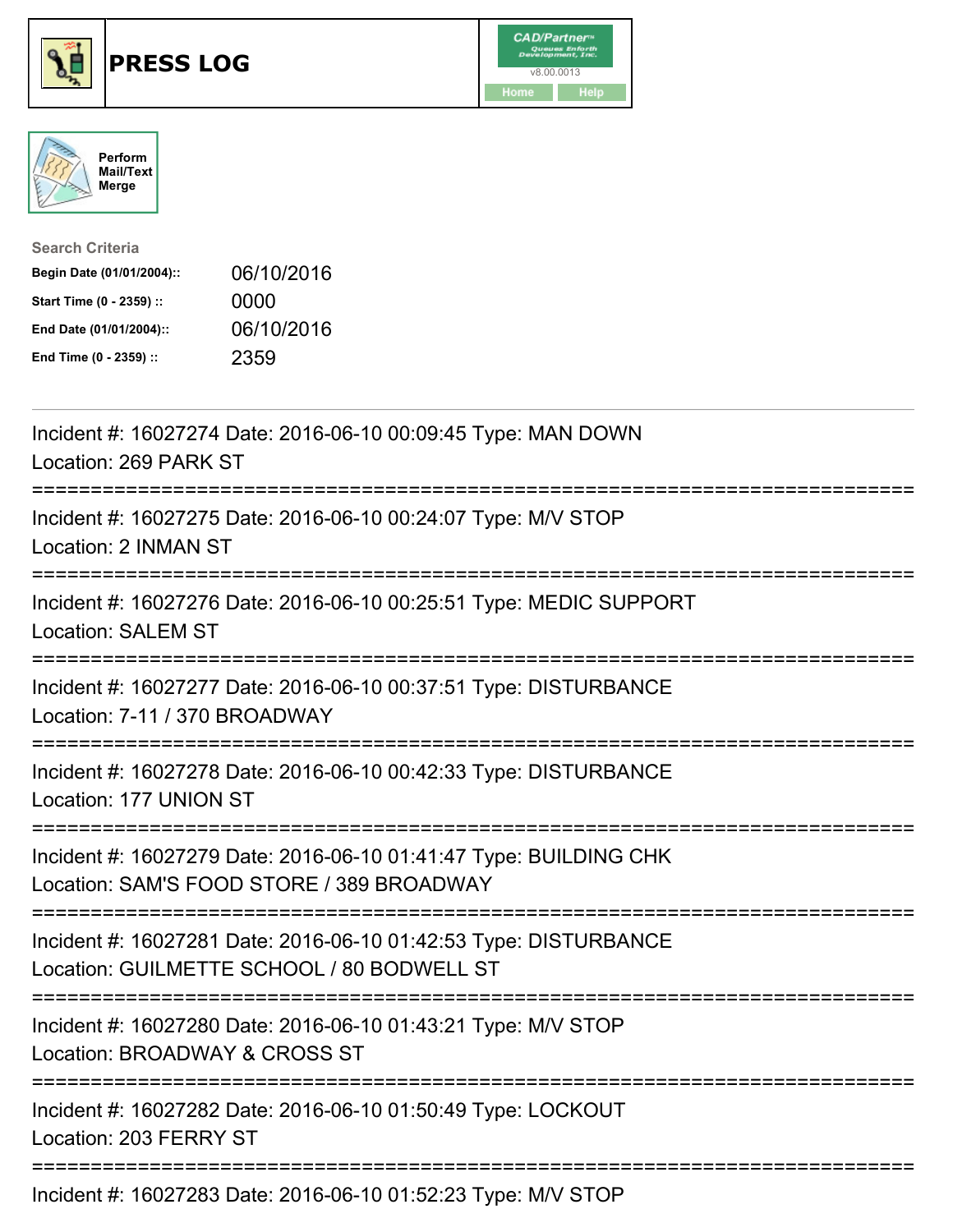# PRESS LOG

CAD/Partner
v8.00.0013
Home Help

Perform Mail/Text Merge

Search Criteria

**Begin Date (01/01/2004)::** 06/10/2016
**Start Time (0 - 2359) ::** 0000
**End Date (01/01/2004)::** 06/10/2016
**End Time (0 - 2359) ::** 2359

---

Incident #: 16027274 Date: 2016-06-10 00:09:45 Type: MAN DOWN
Location: 269 PARK ST

===========================================================================

Incident #: 16027275 Date: 2016-06-10 00:24:07 Type: M/V STOP
Location: 2 INMAN ST

===========================================================================

Incident #: 16027276 Date: 2016-06-10 00:25:51 Type: MEDIC SUPPORT
Location: SALEM ST

===========================================================================

Incident #: 16027277 Date: 2016-06-10 00:37:51 Type: DISTURBANCE
Location: 7-11 / 370 BROADWAY

===========================================================================

Incident #: 16027278 Date: 2016-06-10 00:42:33 Type: DISTURBANCE
Location: 177 UNION ST

===========================================================================

Incident #: 16027279 Date: 2016-06-10 01:41:47 Type: BUILDING CHK
Location: SAM'S FOOD STORE / 389 BROADWAY

===========================================================================

Incident #: 16027281 Date: 2016-06-10 01:42:53 Type: DISTURBANCE
Location: GUILMETTE SCHOOL / 80 BODWELL ST

===========================================================================

Incident #: 16027280 Date: 2016-06-10 01:43:21 Type: M/V STOP
Location: BROADWAY & CROSS ST

===========================================================================

Incident #: 16027282 Date: 2016-06-10 01:50:49 Type: LOCKOUT
Location: 203 FERRY ST

===========================================================================

Incident #: 16027283 Date: 2016-06-10 01:52:23 Type: M/V STOP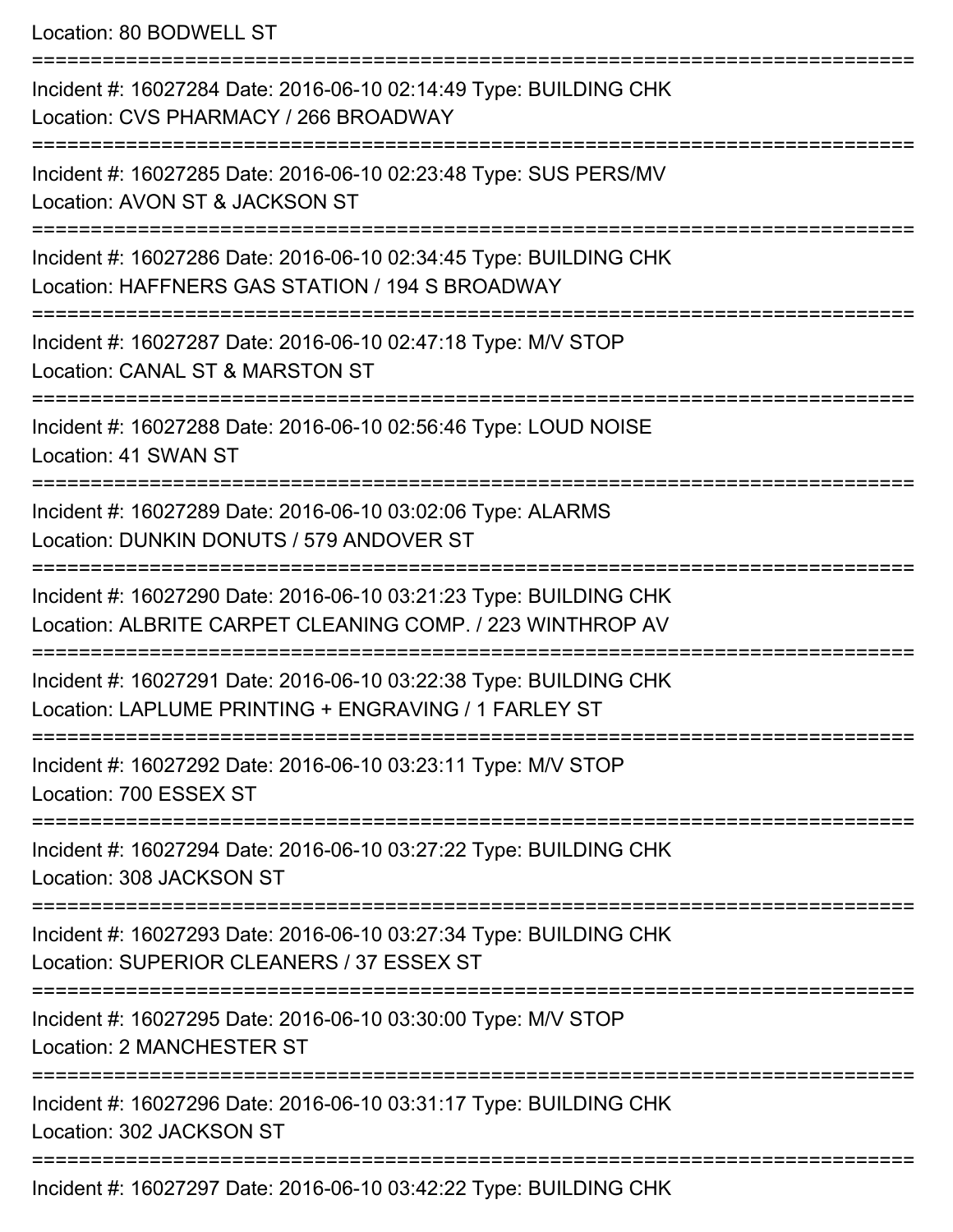Location: 80 BODWELL ST

===========================================================================

Incident #: 16027284 Date: 2016-06-10 02:14:49 Type: BUILDING CHK

Location: CVS PHARMACY / 266 BROADWAY

===========================================================================

Incident #: 16027285 Date: 2016-06-10 02:23:48 Type: SUS PERS/MV

Location: AVON ST & JACKSON ST

===========================================================================

Incident #: 16027286 Date: 2016-06-10 02:34:45 Type: BUILDING CHK

Location: HAFFNERS GAS STATION / 194 S BROADWAY

===========================================================================

Incident #: 16027287 Date: 2016-06-10 02:47:18 Type: M/V STOP

Location: CANAL ST & MARSTON ST

===========================================================================

Incident #: 16027288 Date: 2016-06-10 02:56:46 Type: LOUD NOISE

Location: 41 SWAN ST

===========================================================================

Incident #: 16027289 Date: 2016-06-10 03:02:06 Type: ALARMS

Location: DUNKIN DONUTS / 579 ANDOVER ST

===========================================================================

Incident #: 16027290 Date: 2016-06-10 03:21:23 Type: BUILDING CHK

Location: ALBRITE CARPET CLEANING COMP. / 223 WINTHROP AV

===========================================================================

Incident #: 16027291 Date: 2016-06-10 03:22:38 Type: BUILDING CHK

Location: LAPLUME PRINTING + ENGRAVING / 1 FARLEY ST

===========================================================================

Incident #: 16027292 Date: 2016-06-10 03:23:11 Type: M/V STOP

Location: 700 ESSEX ST

===========================================================================

Incident #: 16027294 Date: 2016-06-10 03:27:22 Type: BUILDING CHK

Location: 308 JACKSON ST

===========================================================================

Incident #: 16027293 Date: 2016-06-10 03:27:34 Type: BUILDING CHK

Location: SUPERIOR CLEANERS / 37 ESSEX ST

===========================================================================

Incident #: 16027295 Date: 2016-06-10 03:30:00 Type: M/V STOP

Location: 2 MANCHESTER ST

===========================================================================

Incident #: 16027296 Date: 2016-06-10 03:31:17 Type: BUILDING CHK

Location: 302 JACKSON ST

===========================================================================

Incident #: 16027297 Date: 2016-06-10 03:42:22 Type: BUILDING CHK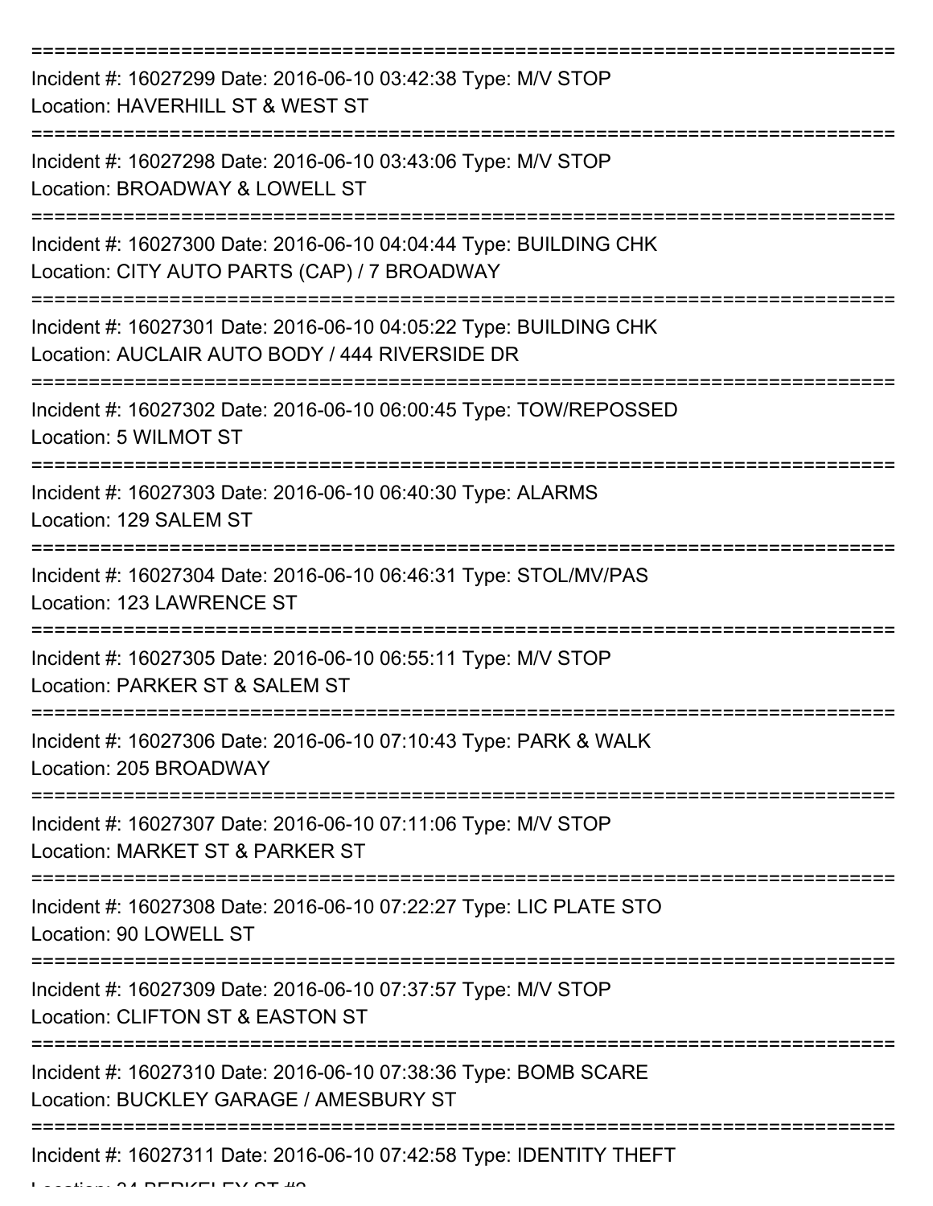Incident #: 16027299 Date: 2016-06-10 03:42:38 Type: M/V STOP
Location: HAVERHILL ST & WEST ST

Incident #: 16027298 Date: 2016-06-10 03:43:06 Type: M/V STOP
Location: BROADWAY & LOWELL ST

Incident #: 16027300 Date: 2016-06-10 04:04:44 Type: BUILDING CHK
Location: CITY AUTO PARTS (CAP) / 7 BROADWAY

Incident #: 16027301 Date: 2016-06-10 04:05:22 Type: BUILDING CHK
Location: AUCLAIR AUTO BODY / 444 RIVERSIDE DR

Incident #: 16027302 Date: 2016-06-10 06:00:45 Type: TOW/REPOSSED
Location: 5 WILMOT ST

Incident #: 16027303 Date: 2016-06-10 06:40:30 Type: ALARMS
Location: 129 SALEM ST

Incident #: 16027304 Date: 2016-06-10 06:46:31 Type: STOL/MV/PAS
Location: 123 LAWRENCE ST

Incident #: 16027305 Date: 2016-06-10 06:55:11 Type: M/V STOP
Location: PARKER ST & SALEM ST

Incident #: 16027306 Date: 2016-06-10 07:10:43 Type: PARK & WALK
Location: 205 BROADWAY

Incident #: 16027307 Date: 2016-06-10 07:11:06 Type: M/V STOP
Location: MARKET ST & PARKER ST

Incident #: 16027308 Date: 2016-06-10 07:22:27 Type: LIC PLATE STO
Location: 90 LOWELL ST

Incident #: 16027309 Date: 2016-06-10 07:37:57 Type: M/V STOP
Location: CLIFTON ST & EASTON ST

Incident #: 16027310 Date: 2016-06-10 07:38:36 Type: BOMB SCARE
Location: BUCKLEY GARAGE / AMESBURY ST

Incident #: 16027311 Date: 2016-06-10 07:42:58 Type: IDENTITY THEFT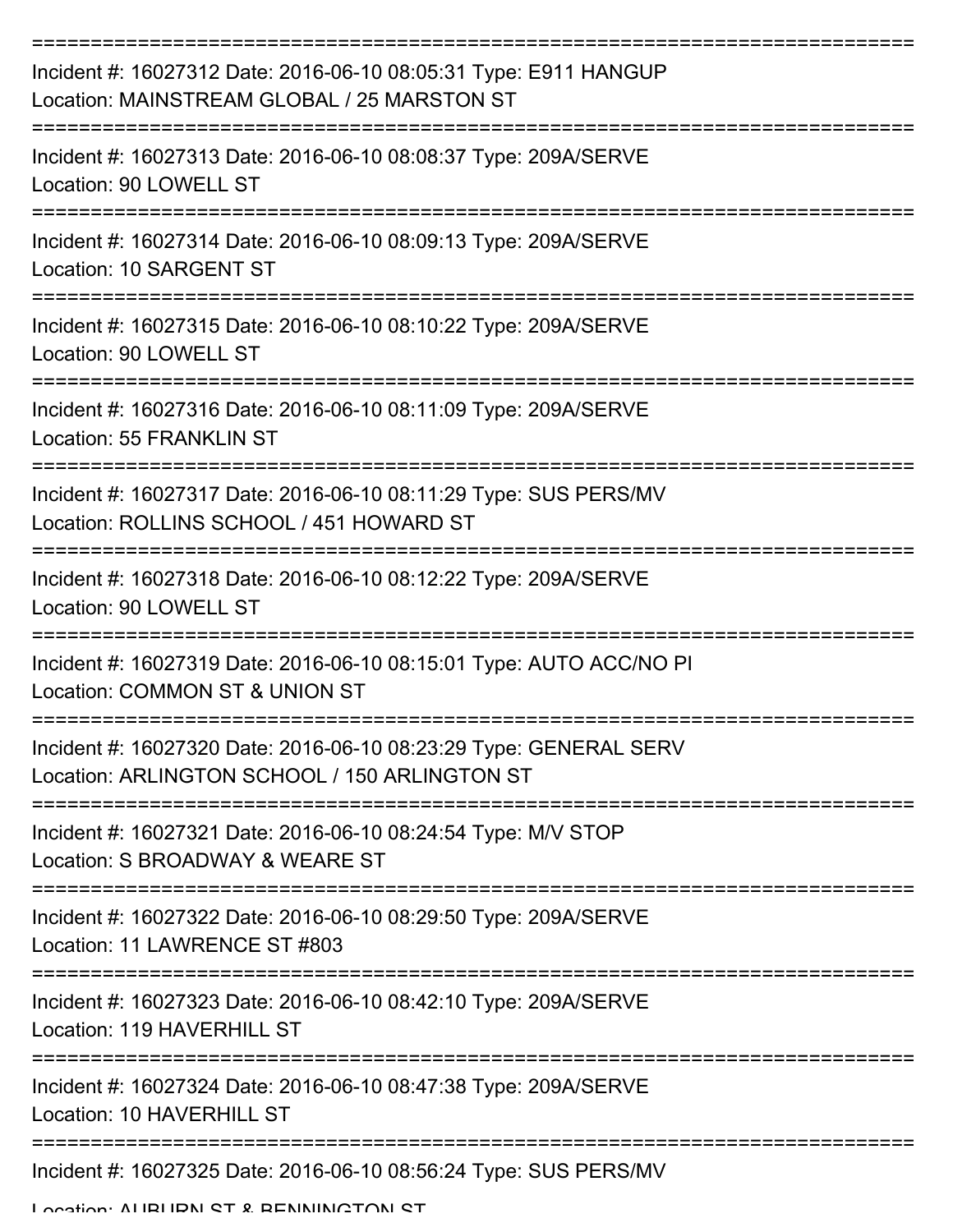===========================================================================

Incident #: 16027312 Date: 2016-06-10 08:05:31 Type: E911 HANGUP
Location: MAINSTREAM GLOBAL / 25 MARSTON ST

===========================================================================

Incident #: 16027313 Date: 2016-06-10 08:08:37 Type: 209A/SERVE
Location: 90 LOWELL ST

===========================================================================

Incident #: 16027314 Date: 2016-06-10 08:09:13 Type: 209A/SERVE
Location: 10 SARGENT ST

===========================================================================

Incident #: 16027315 Date: 2016-06-10 08:10:22 Type: 209A/SERVE
Location: 90 LOWELL ST

===========================================================================

Incident #: 16027316 Date: 2016-06-10 08:11:09 Type: 209A/SERVE
Location: 55 FRANKLIN ST

===========================================================================

Incident #: 16027317 Date: 2016-06-10 08:11:29 Type: SUS PERS/MV
Location: ROLLINS SCHOOL / 451 HOWARD ST

===========================================================================

Incident #: 16027318 Date: 2016-06-10 08:12:22 Type: 209A/SERVE
Location: 90 LOWELL ST

===========================================================================

Incident #: 16027319 Date: 2016-06-10 08:15:01 Type: AUTO ACC/NO PI
Location: COMMON ST & UNION ST

===========================================================================

Incident #: 16027320 Date: 2016-06-10 08:23:29 Type: GENERAL SERV
Location: ARLINGTON SCHOOL / 150 ARLINGTON ST

===========================================================================

Incident #: 16027321 Date: 2016-06-10 08:24:54 Type: M/V STOP
Location: S BROADWAY & WEARE ST

===========================================================================

Incident #: 16027322 Date: 2016-06-10 08:29:50 Type: 209A/SERVE
Location: 11 LAWRENCE ST #803

===========================================================================

Incident #: 16027323 Date: 2016-06-10 08:42:10 Type: 209A/SERVE
Location: 119 HAVERHILL ST

===========================================================================

Incident #: 16027324 Date: 2016-06-10 08:47:38 Type: 209A/SERVE
Location: 10 HAVERHILL ST

===========================================================================

Incident #: 16027325 Date: 2016-06-10 08:56:24 Type: SUS PERS/MV
Location: AUBURN ST & BENNINGTON ST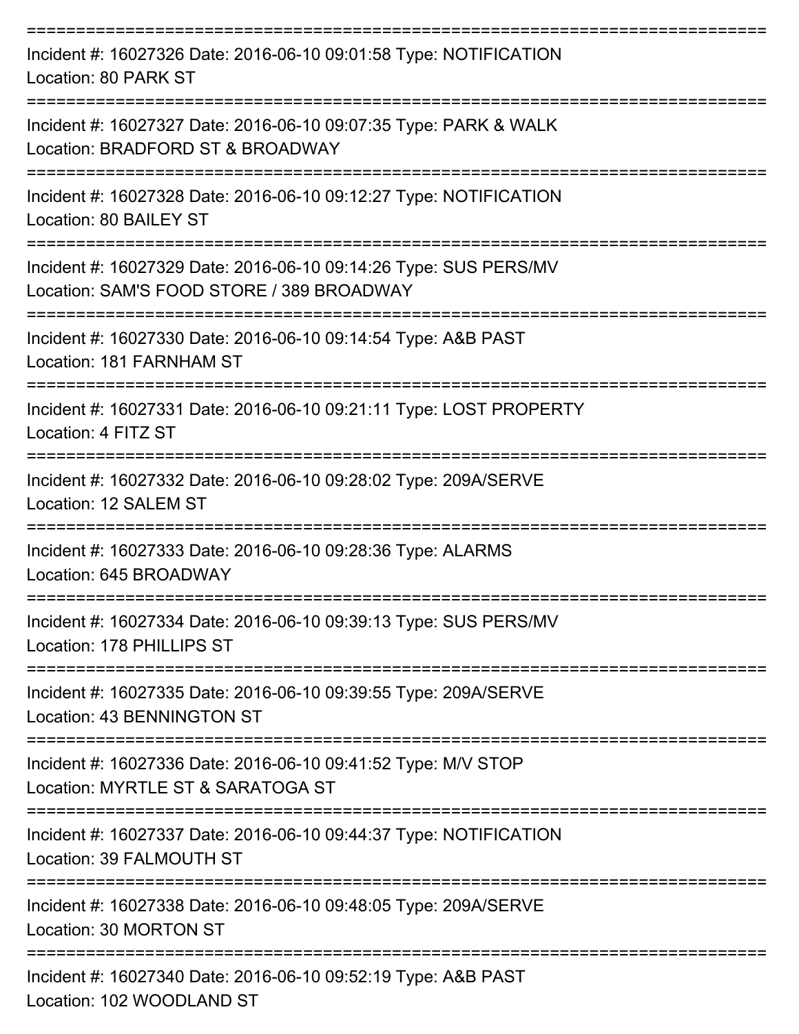===========================================================================

Incident #: 16027326 Date: 2016-06-10 09:01:58 Type: NOTIFICATION
Location: 80 PARK ST

===========================================================================

Incident #: 16027327 Date: 2016-06-10 09:07:35 Type: PARK & WALK
Location: BRADFORD ST & BROADWAY

===========================================================================

Incident #: 16027328 Date: 2016-06-10 09:12:27 Type: NOTIFICATION
Location: 80 BAILEY ST

===========================================================================

Incident #: 16027329 Date: 2016-06-10 09:14:26 Type: SUS PERS/MV
Location: SAM'S FOOD STORE / 389 BROADWAY

===========================================================================

Incident #: 16027330 Date: 2016-06-10 09:14:54 Type: A&B PAST
Location: 181 FARNHAM ST

===========================================================================

Incident #: 16027331 Date: 2016-06-10 09:21:11 Type: LOST PROPERTY
Location: 4 FITZ ST

===========================================================================

Incident #: 16027332 Date: 2016-06-10 09:28:02 Type: 209A/SERVE
Location: 12 SALEM ST

===========================================================================

Incident #: 16027333 Date: 2016-06-10 09:28:36 Type: ALARMS
Location: 645 BROADWAY

===========================================================================

Incident #: 16027334 Date: 2016-06-10 09:39:13 Type: SUS PERS/MV
Location: 178 PHILLIPS ST

===========================================================================

Incident #: 16027335 Date: 2016-06-10 09:39:55 Type: 209A/SERVE
Location: 43 BENNINGTON ST

===========================================================================

Incident #: 16027336 Date: 2016-06-10 09:41:52 Type: M/V STOP
Location: MYRTLE ST & SARATOGA ST

===========================================================================

Incident #: 16027337 Date: 2016-06-10 09:44:37 Type: NOTIFICATION
Location: 39 FALMOUTH ST

===========================================================================

Incident #: 16027338 Date: 2016-06-10 09:48:05 Type: 209A/SERVE
Location: 30 MORTON ST

===========================================================================

Incident #: 16027340 Date: 2016-06-10 09:52:19 Type: A&B PAST
Location: 102 WOODLAND ST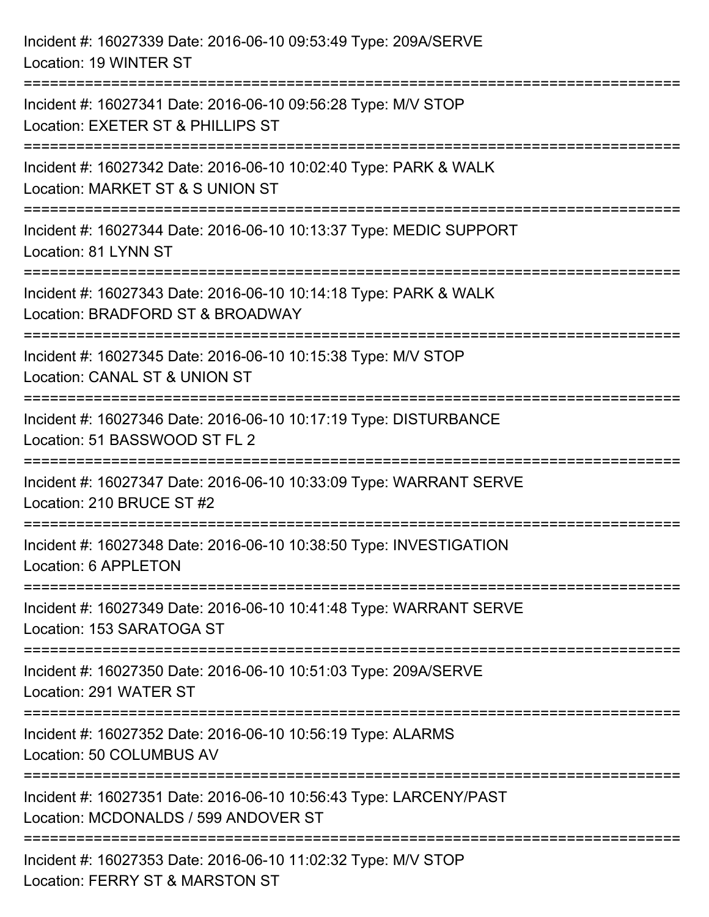Incident #: 16027339 Date: 2016-06-10 09:53:49 Type: 209A/SERVE
Location: 19 WINTER ST

===========================================================================

Incident #: 16027341 Date: 2016-06-10 09:56:28 Type: M/V STOP
Location: EXETER ST & PHILLIPS ST

===========================================================================

Incident #: 16027342 Date: 2016-06-10 10:02:40 Type: PARK & WALK
Location: MARKET ST & S UNION ST

===========================================================================

Incident #: 16027344 Date: 2016-06-10 10:13:37 Type: MEDIC SUPPORT
Location: 81 LYNN ST

===========================================================================

Incident #: 16027343 Date: 2016-06-10 10:14:18 Type: PARK & WALK
Location: BRADFORD ST & BROADWAY

===========================================================================

Incident #: 16027345 Date: 2016-06-10 10:15:38 Type: M/V STOP
Location: CANAL ST & UNION ST

===========================================================================

Incident #: 16027346 Date: 2016-06-10 10:17:19 Type: DISTURBANCE
Location: 51 BASSWOOD ST FL 2

===========================================================================

Incident #: 16027347 Date: 2016-06-10 10:33:09 Type: WARRANT SERVE
Location: 210 BRUCE ST #2

===========================================================================

Incident #: 16027348 Date: 2016-06-10 10:38:50 Type: INVESTIGATION
Location: 6 APPLETON

===========================================================================

Incident #: 16027349 Date: 2016-06-10 10:41:48 Type: WARRANT SERVE
Location: 153 SARATOGA ST

===========================================================================

Incident #: 16027350 Date: 2016-06-10 10:51:03 Type: 209A/SERVE
Location: 291 WATER ST

===========================================================================

Incident #: 16027352 Date: 2016-06-10 10:56:19 Type: ALARMS
Location: 50 COLUMBUS AV

===========================================================================

Incident #: 16027351 Date: 2016-06-10 10:56:43 Type: LARCENY/PAST
Location: MCDONALDS / 599 ANDOVER ST

===========================================================================

Incident #: 16027353 Date: 2016-06-10 11:02:32 Type: M/V STOP
Location: FERRY ST & MARSTON ST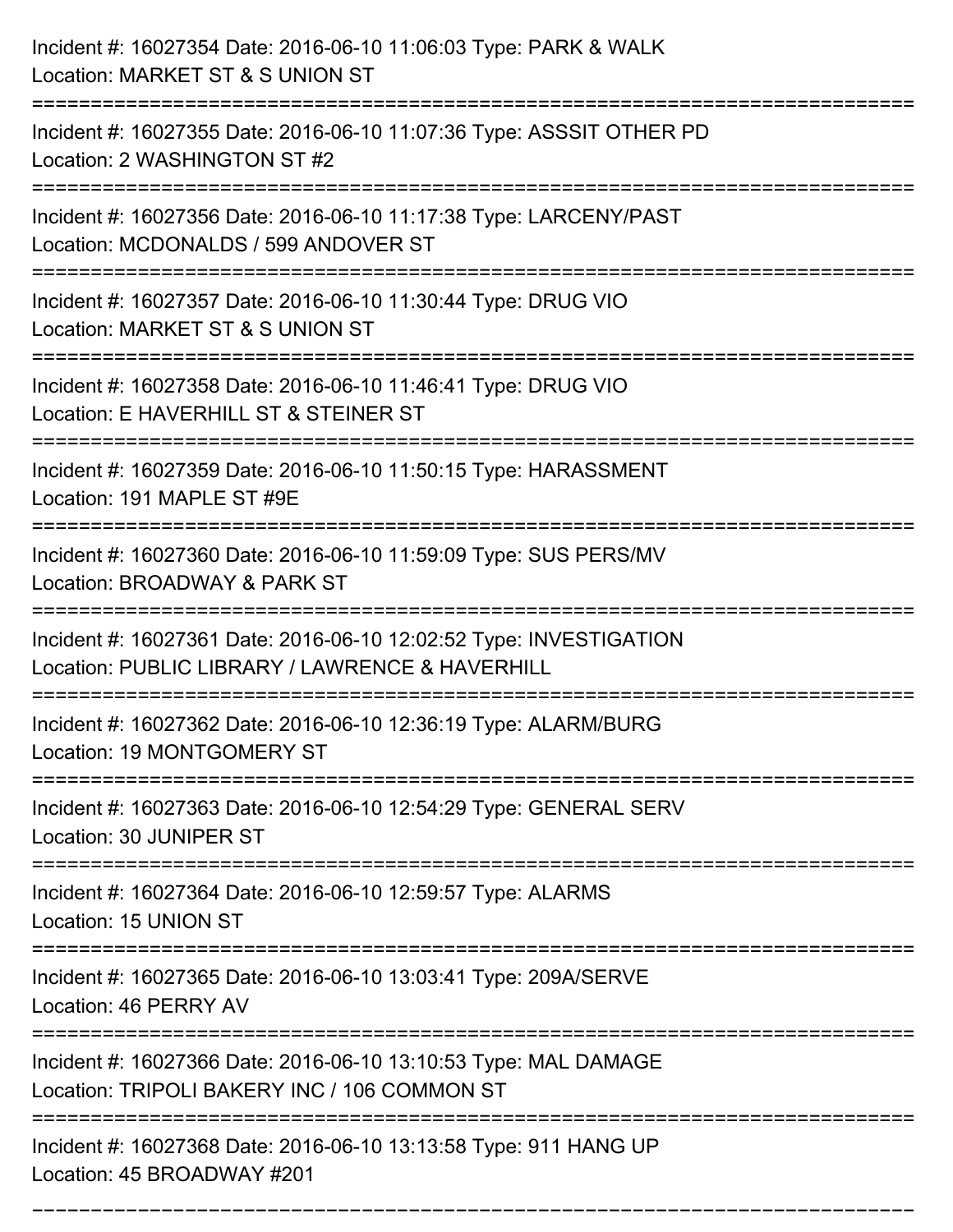Incident #: 16027354 Date: 2016-06-10 11:06:03 Type: PARK & WALK
Location: MARKET ST & S UNION ST

===========================================================================

Incident #: 16027355 Date: 2016-06-10 11:07:36 Type: ASSSIT OTHER PD
Location: 2 WASHINGTON ST #2

===========================================================================

Incident #: 16027356 Date: 2016-06-10 11:17:38 Type: LARCENY/PAST
Location: MCDONALDS / 599 ANDOVER ST

===========================================================================

Incident #: 16027357 Date: 2016-06-10 11:30:44 Type: DRUG VIO
Location: MARKET ST & S UNION ST

===========================================================================

Incident #: 16027358 Date: 2016-06-10 11:46:41 Type: DRUG VIO
Location: E HAVERHILL ST & STEINER ST

===========================================================================

Incident #: 16027359 Date: 2016-06-10 11:50:15 Type: HARASSMENT
Location: 191 MAPLE ST #9E

===========================================================================

Incident #: 16027360 Date: 2016-06-10 11:59:09 Type: SUS PERS/MV
Location: BROADWAY & PARK ST

===========================================================================

Incident #: 16027361 Date: 2016-06-10 12:02:52 Type: INVESTIGATION
Location: PUBLIC LIBRARY / LAWRENCE & HAVERHILL

===========================================================================

Incident #: 16027362 Date: 2016-06-10 12:36:19 Type: ALARM/BURG
Location: 19 MONTGOMERY ST

===========================================================================

Incident #: 16027363 Date: 2016-06-10 12:54:29 Type: GENERAL SERV
Location: 30 JUNIPER ST

===========================================================================

Incident #: 16027364 Date: 2016-06-10 12:59:57 Type: ALARMS
Location: 15 UNION ST

===========================================================================

Incident #: 16027365 Date: 2016-06-10 13:03:41 Type: 209A/SERVE
Location: 46 PERRY AV

===========================================================================

Incident #: 16027366 Date: 2016-06-10 13:10:53 Type: MAL DAMAGE
Location: TRIPOLI BAKERY INC / 106 COMMON ST

===========================================================================

Incident #: 16027368 Date: 2016-06-10 13:13:58 Type: 911 HANG UP
Location: 45 BROADWAY #201

===========================================================================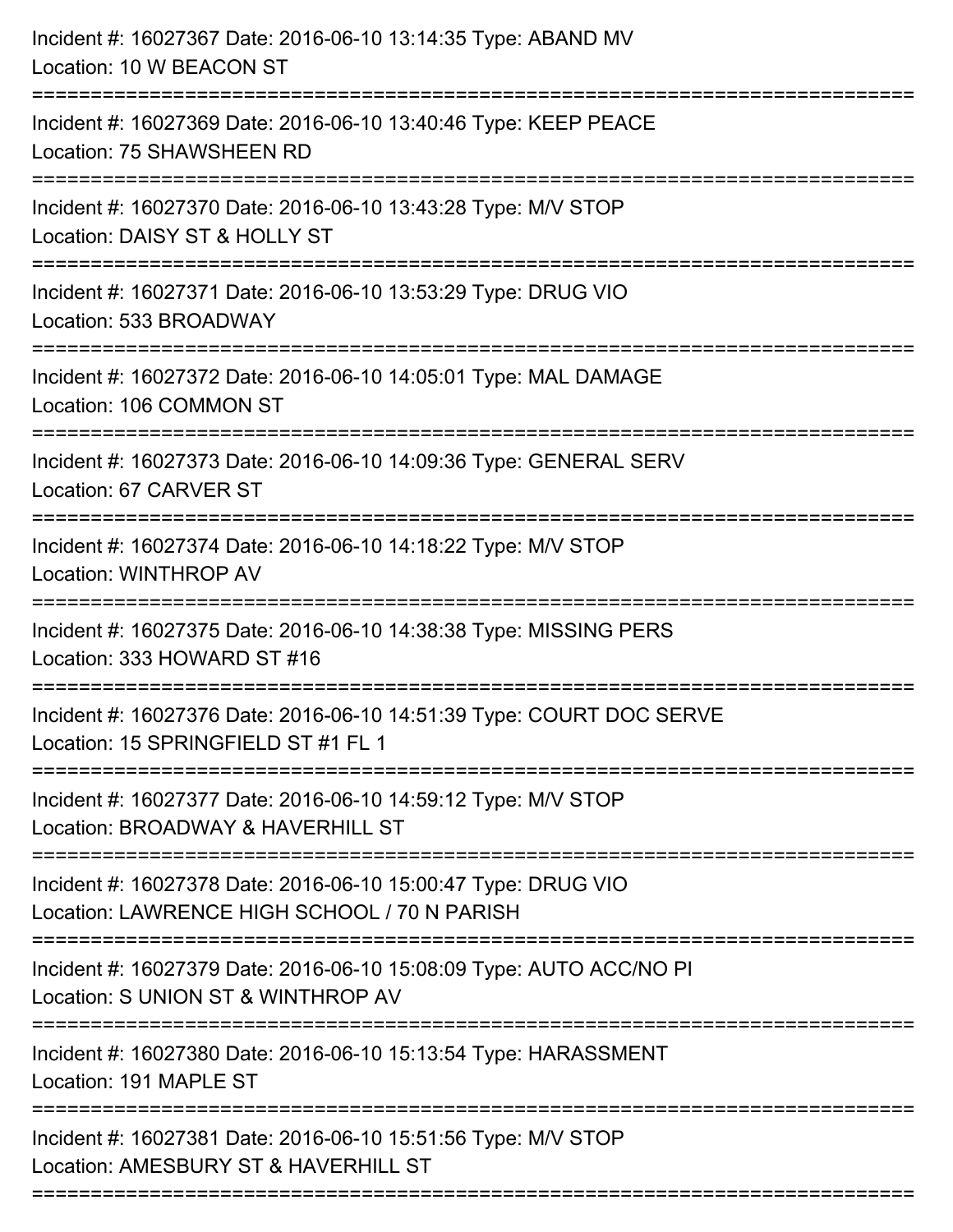Incident #: 16027367 Date: 2016-06-10 13:14:35 Type: ABAND MV
Location: 10 W BEACON ST

===========================================================================

Incident #: 16027369 Date: 2016-06-10 13:40:46 Type: KEEP PEACE
Location: 75 SHAWSHEEN RD

===========================================================================

Incident #: 16027370 Date: 2016-06-10 13:43:28 Type: M/V STOP
Location: DAISY ST & HOLLY ST

===========================================================================

Incident #: 16027371 Date: 2016-06-10 13:53:29 Type: DRUG VIO
Location: 533 BROADWAY

===========================================================================

Incident #: 16027372 Date: 2016-06-10 14:05:01 Type: MAL DAMAGE
Location: 106 COMMON ST

===========================================================================

Incident #: 16027373 Date: 2016-06-10 14:09:36 Type: GENERAL SERV
Location: 67 CARVER ST

===========================================================================

Incident #: 16027374 Date: 2016-06-10 14:18:22 Type: M/V STOP
Location: WINTHROP AV

===========================================================================

Incident #: 16027375 Date: 2016-06-10 14:38:38 Type: MISSING PERS
Location: 333 HOWARD ST #16

===========================================================================

Incident #: 16027376 Date: 2016-06-10 14:51:39 Type: COURT DOC SERVE
Location: 15 SPRINGFIELD ST #1 FL 1

===========================================================================

Incident #: 16027377 Date: 2016-06-10 14:59:12 Type: M/V STOP
Location: BROADWAY & HAVERHILL ST

===========================================================================

Incident #: 16027378 Date: 2016-06-10 15:00:47 Type: DRUG VIO
Location: LAWRENCE HIGH SCHOOL / 70 N PARISH

===========================================================================

Incident #: 16027379 Date: 2016-06-10 15:08:09 Type: AUTO ACC/NO PI
Location: S UNION ST & WINTHROP AV

===========================================================================

Incident #: 16027380 Date: 2016-06-10 15:13:54 Type: HARASSMENT
Location: 191 MAPLE ST

===========================================================================

Incident #: 16027381 Date: 2016-06-10 15:51:56 Type: M/V STOP
Location: AMESBURY ST & HAVERHILL ST

===========================================================================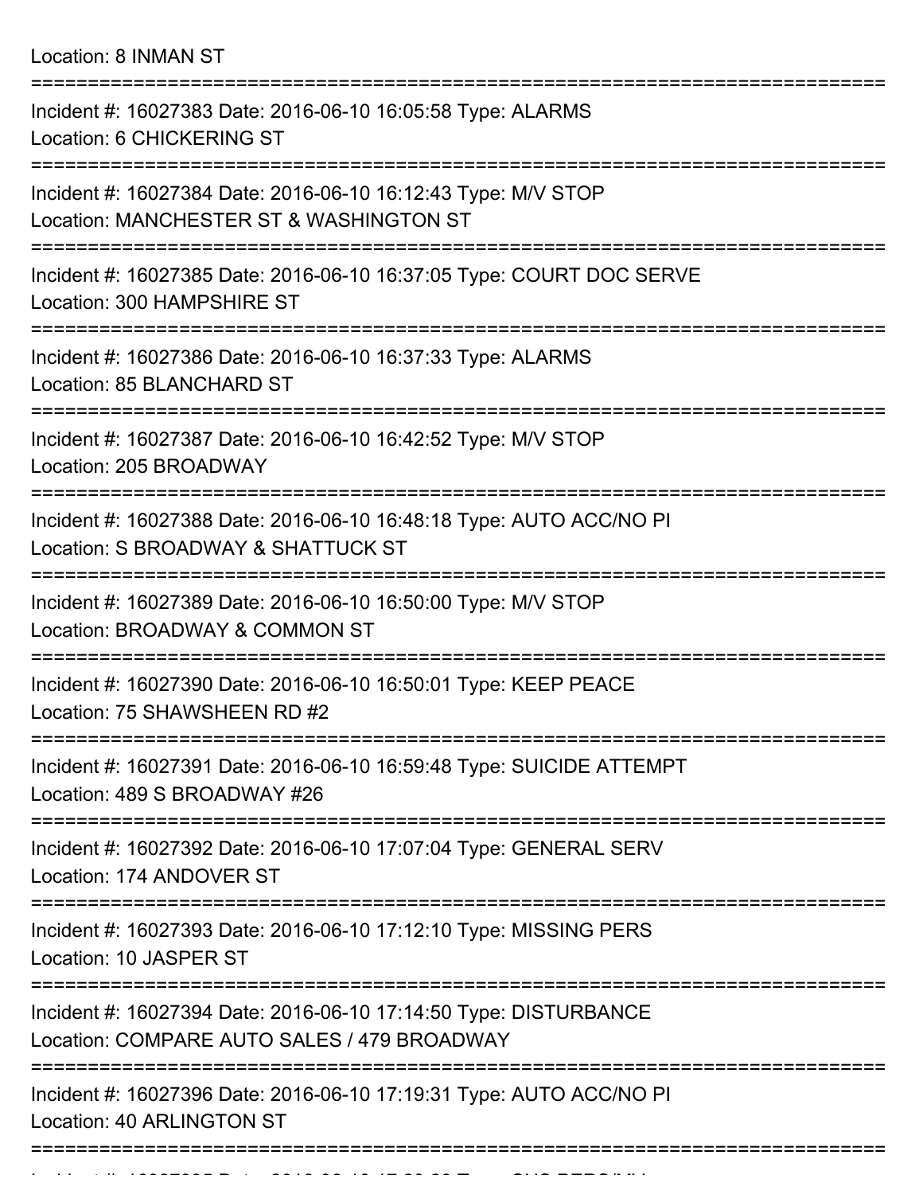Location: 8 INMAN ST

===========================================================================

Incident #: 16027383 Date: 2016-06-10 16:05:58 Type: ALARMS
Location: 6 CHICKERING ST

===========================================================================

Incident #: 16027384 Date: 2016-06-10 16:12:43 Type: M/V STOP
Location: MANCHESTER ST & WASHINGTON ST

===========================================================================

Incident #: 16027385 Date: 2016-06-10 16:37:05 Type: COURT DOC SERVE
Location: 300 HAMPSHIRE ST

===========================================================================

Incident #: 16027386 Date: 2016-06-10 16:37:33 Type: ALARMS
Location: 85 BLANCHARD ST

===========================================================================

Incident #: 16027387 Date: 2016-06-10 16:42:52 Type: M/V STOP
Location: 205 BROADWAY

===========================================================================

Incident #: 16027388 Date: 2016-06-10 16:48:18 Type: AUTO ACC/NO PI
Location: S BROADWAY & SHATTUCK ST

===========================================================================

Incident #: 16027389 Date: 2016-06-10 16:50:00 Type: M/V STOP
Location: BROADWAY & COMMON ST

===========================================================================

Incident #: 16027390 Date: 2016-06-10 16:50:01 Type: KEEP PEACE
Location: 75 SHAWSHEEN RD #2

===========================================================================

Incident #: 16027391 Date: 2016-06-10 16:59:48 Type: SUICIDE ATTEMPT
Location: 489 S BROADWAY #26

===========================================================================

Incident #: 16027392 Date: 2016-06-10 17:07:04 Type: GENERAL SERV
Location: 174 ANDOVER ST

===========================================================================

Incident #: 16027393 Date: 2016-06-10 17:12:10 Type: MISSING PERS
Location: 10 JASPER ST

===========================================================================

Incident #: 16027394 Date: 2016-06-10 17:14:50 Type: DISTURBANCE
Location: COMPARE AUTO SALES / 479 BROADWAY

===========================================================================

Incident #: 16027396 Date: 2016-06-10 17:19:31 Type: AUTO ACC/NO PI
Location: 40 ARLINGTON ST

===========================================================================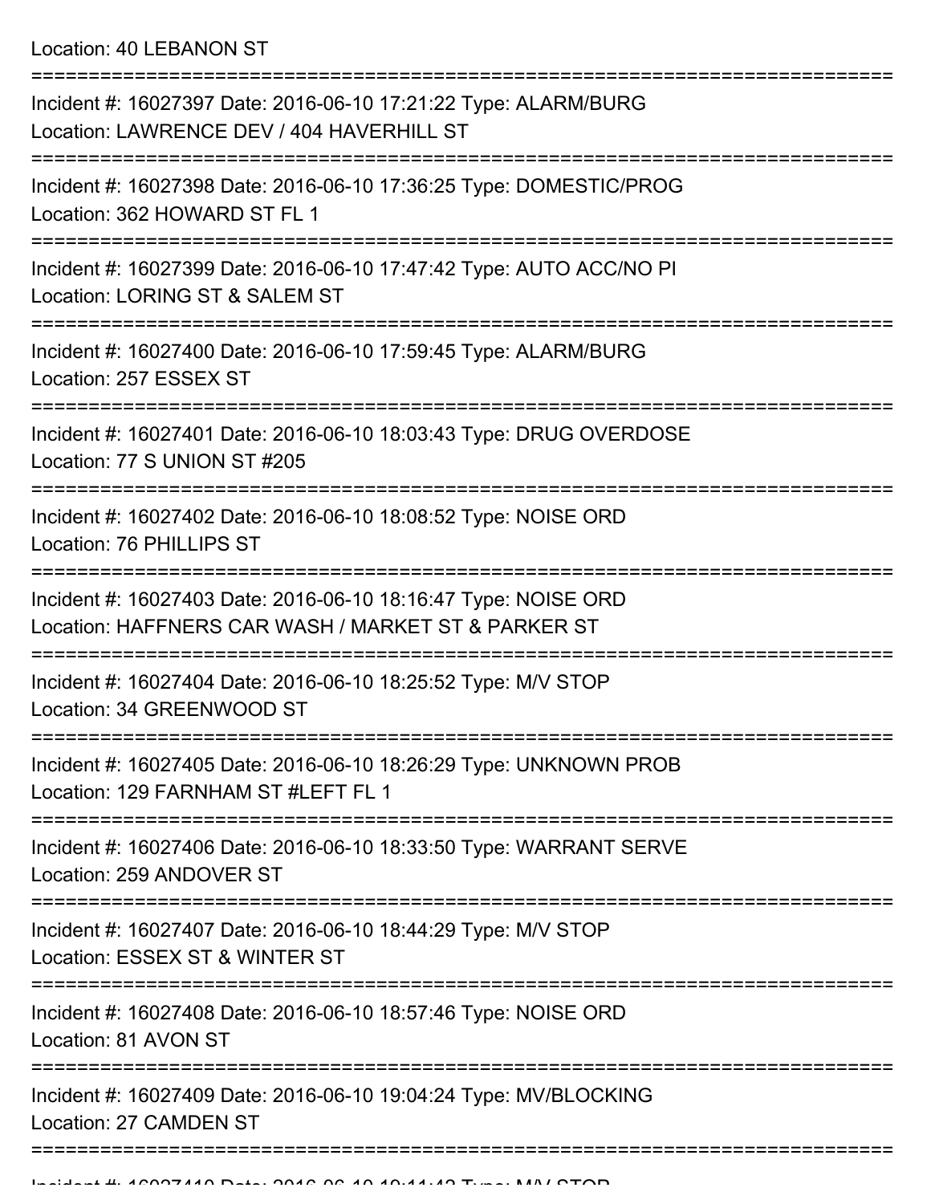Location: 40 LEBANON ST

===========================================================================

Incident #: 16027397 Date: 2016-06-10 17:21:22 Type: ALARM/BURG
Location: LAWRENCE DEV / 404 HAVERHILL ST

===========================================================================

Incident #: 16027398 Date: 2016-06-10 17:36:25 Type: DOMESTIC/PROG
Location: 362 HOWARD ST FL 1

===========================================================================

Incident #: 16027399 Date: 2016-06-10 17:47:42 Type: AUTO ACC/NO PI
Location: LORING ST & SALEM ST

===========================================================================

Incident #: 16027400 Date: 2016-06-10 17:59:45 Type: ALARM/BURG
Location: 257 ESSEX ST

===========================================================================

Incident #: 16027401 Date: 2016-06-10 18:03:43 Type: DRUG OVERDOSE
Location: 77 S UNION ST #205

===========================================================================

Incident #: 16027402 Date: 2016-06-10 18:08:52 Type: NOISE ORD
Location: 76 PHILLIPS ST

===========================================================================

Incident #: 16027403 Date: 2016-06-10 18:16:47 Type: NOISE ORD
Location: HAFFNERS CAR WASH / MARKET ST & PARKER ST

===========================================================================

Incident #: 16027404 Date: 2016-06-10 18:25:52 Type: M/V STOP
Location: 34 GREENWOOD ST

===========================================================================

Incident #: 16027405 Date: 2016-06-10 18:26:29 Type: UNKNOWN PROB
Location: 129 FARNHAM ST #LEFT FL 1

===========================================================================

Incident #: 16027406 Date: 2016-06-10 18:33:50 Type: WARRANT SERVE
Location: 259 ANDOVER ST

===========================================================================

Incident #: 16027407 Date: 2016-06-10 18:44:29 Type: M/V STOP
Location: ESSEX ST & WINTER ST

===========================================================================

Incident #: 16027408 Date: 2016-06-10 18:57:46 Type: NOISE ORD
Location: 81 AVON ST

===========================================================================

Incident #: 16027409 Date: 2016-06-10 19:04:24 Type: MV/BLOCKING
Location: 27 CAMDEN ST

===========================================================================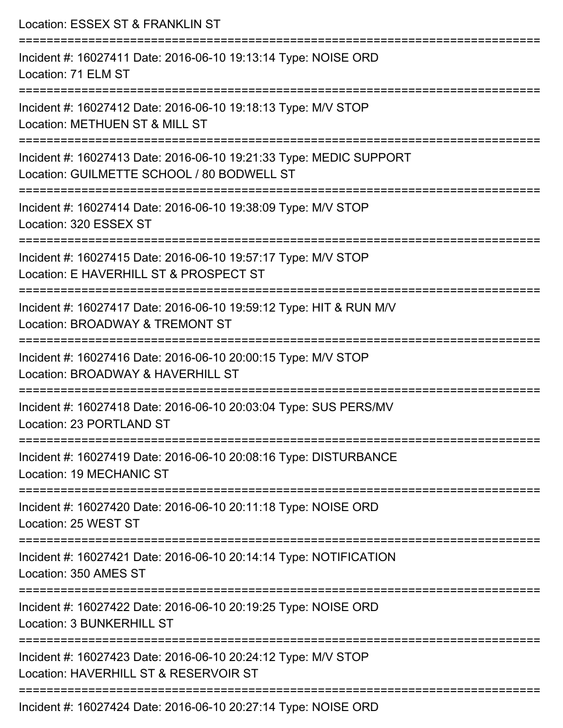Location: ESSEX ST & FRANKLIN ST

===========================================================================

Incident #: 16027411 Date: 2016-06-10 19:13:14 Type: NOISE ORD
Location: 71 ELM ST

===========================================================================

Incident #: 16027412 Date: 2016-06-10 19:18:13 Type: M/V STOP
Location: METHUEN ST & MILL ST

===========================================================================

Incident #: 16027413 Date: 2016-06-10 19:21:33 Type: MEDIC SUPPORT
Location: GUILMETTE SCHOOL / 80 BODWELL ST

===========================================================================

Incident #: 16027414 Date: 2016-06-10 19:38:09 Type: M/V STOP
Location: 320 ESSEX ST

===========================================================================

Incident #: 16027415 Date: 2016-06-10 19:57:17 Type: M/V STOP
Location: E HAVERHILL ST & PROSPECT ST

===========================================================================

Incident #: 16027417 Date: 2016-06-10 19:59:12 Type: HIT & RUN M/V
Location: BROADWAY & TREMONT ST

===========================================================================

Incident #: 16027416 Date: 2016-06-10 20:00:15 Type: M/V STOP
Location: BROADWAY & HAVERHILL ST

===========================================================================

Incident #: 16027418 Date: 2016-06-10 20:03:04 Type: SUS PERS/MV
Location: 23 PORTLAND ST

===========================================================================

Incident #: 16027419 Date: 2016-06-10 20:08:16 Type: DISTURBANCE
Location: 19 MECHANIC ST

===========================================================================

Incident #: 16027420 Date: 2016-06-10 20:11:18 Type: NOISE ORD
Location: 25 WEST ST

===========================================================================

Incident #: 16027421 Date: 2016-06-10 20:14:14 Type: NOTIFICATION
Location: 350 AMES ST

===========================================================================

Incident #: 16027422 Date: 2016-06-10 20:19:25 Type: NOISE ORD
Location: 3 BUNKERHILL ST

===========================================================================

Incident #: 16027423 Date: 2016-06-10 20:24:12 Type: M/V STOP
Location: HAVERHILL ST & RESERVOIR ST

===========================================================================

Incident #: 16027424 Date: 2016-06-10 20:27:14 Type: NOISE ORD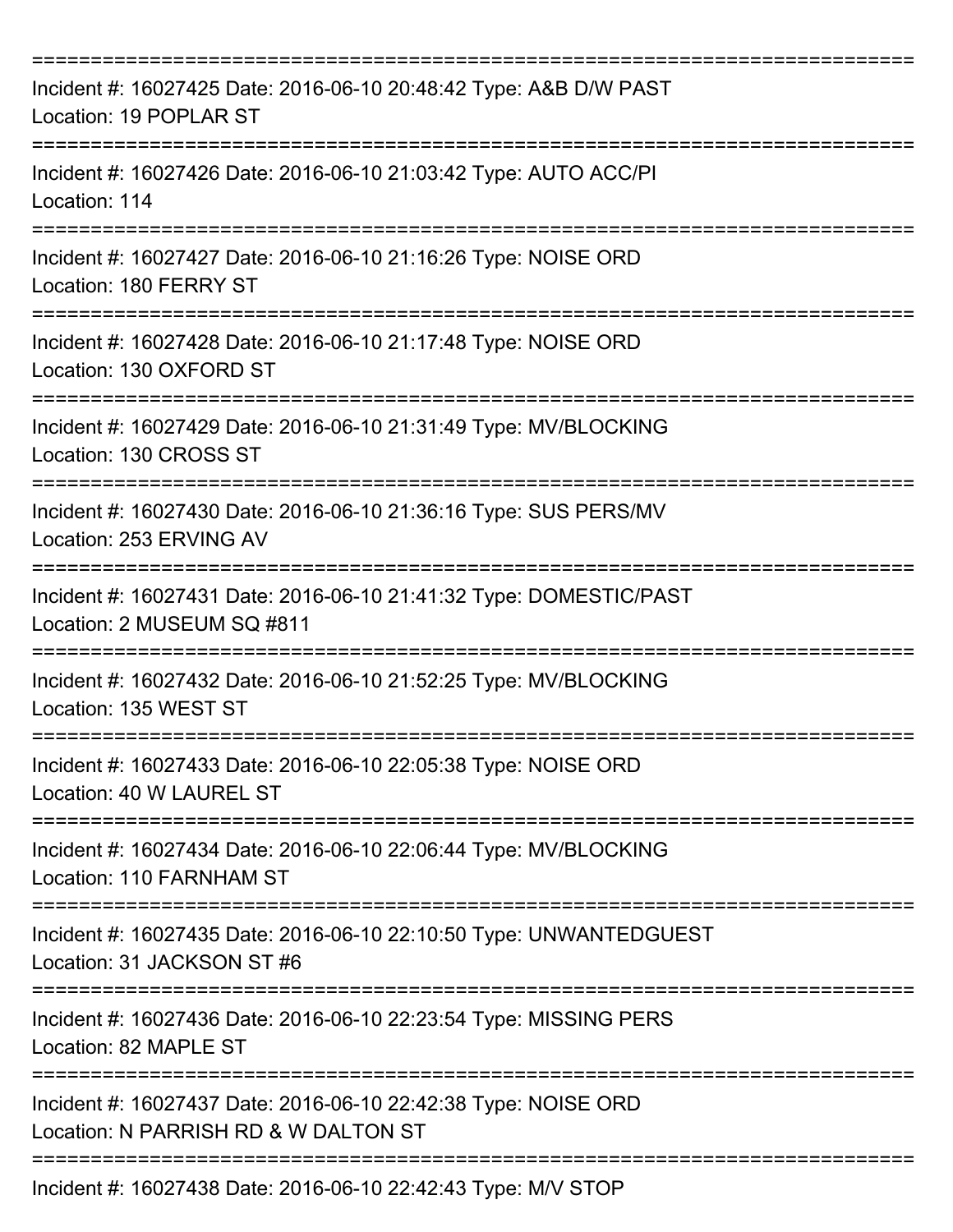===========================================================================

Incident #: 16027425 Date: 2016-06-10 20:48:42 Type: A&B D/W PAST
Location: 19 POPLAR ST

===========================================================================

Incident #: 16027426 Date: 2016-06-10 21:03:42 Type: AUTO ACC/PI
Location: 114

===========================================================================

Incident #: 16027427 Date: 2016-06-10 21:16:26 Type: NOISE ORD
Location: 180 FERRY ST

===========================================================================

Incident #: 16027428 Date: 2016-06-10 21:17:48 Type: NOISE ORD
Location: 130 OXFORD ST

===========================================================================

Incident #: 16027429 Date: 2016-06-10 21:31:49 Type: MV/BLOCKING
Location: 130 CROSS ST

===========================================================================

Incident #: 16027430 Date: 2016-06-10 21:36:16 Type: SUS PERS/MV
Location: 253 ERVING AV

===========================================================================

Incident #: 16027431 Date: 2016-06-10 21:41:32 Type: DOMESTIC/PAST
Location: 2 MUSEUM SQ #811

===========================================================================

Incident #: 16027432 Date: 2016-06-10 21:52:25 Type: MV/BLOCKING
Location: 135 WEST ST

===========================================================================

Incident #: 16027433 Date: 2016-06-10 22:05:38 Type: NOISE ORD
Location: 40 W LAUREL ST

===========================================================================

Incident #: 16027434 Date: 2016-06-10 22:06:44 Type: MV/BLOCKING
Location: 110 FARNHAM ST

===========================================================================

Incident #: 16027435 Date: 2016-06-10 22:10:50 Type: UNWANTEDGUEST
Location: 31 JACKSON ST #6

===========================================================================

Incident #: 16027436 Date: 2016-06-10 22:23:54 Type: MISSING PERS
Location: 82 MAPLE ST

===========================================================================

Incident #: 16027437 Date: 2016-06-10 22:42:38 Type: NOISE ORD
Location: N PARRISH RD & W DALTON ST

===========================================================================

Incident #: 16027438 Date: 2016-06-10 22:42:43 Type: M/V STOP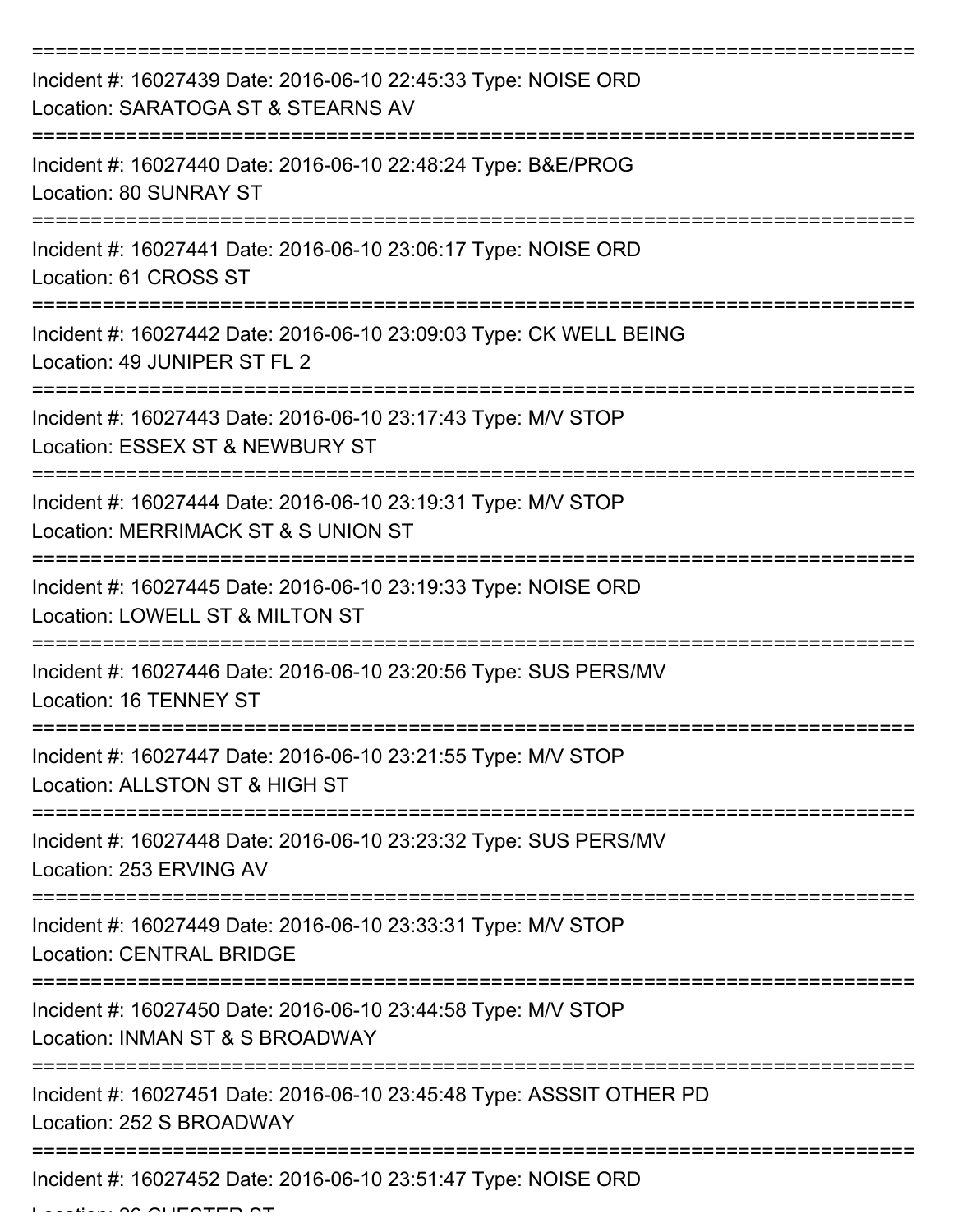===========================================================================
Incident #: 16027439 Date: 2016-06-10 22:45:33 Type: NOISE ORD
Location: SARATOGA ST & STEARNS AV
===========================================================================
Incident #: 16027440 Date: 2016-06-10 22:48:24 Type: B&E/PROG
Location: 80 SUNRAY ST
===========================================================================
Incident #: 16027441 Date: 2016-06-10 23:06:17 Type: NOISE ORD
Location: 61 CROSS ST
===========================================================================
Incident #: 16027442 Date: 2016-06-10 23:09:03 Type: CK WELL BEING
Location: 49 JUNIPER ST FL 2
===========================================================================
Incident #: 16027443 Date: 2016-06-10 23:17:43 Type: M/V STOP
Location: ESSEX ST & NEWBURY ST
===========================================================================
Incident #: 16027444 Date: 2016-06-10 23:19:31 Type: M/V STOP
Location: MERRIMACK ST & S UNION ST
===========================================================================
Incident #: 16027445 Date: 2016-06-10 23:19:33 Type: NOISE ORD
Location: LOWELL ST & MILTON ST
===========================================================================
Incident #: 16027446 Date: 2016-06-10 23:20:56 Type: SUS PERS/MV
Location: 16 TENNEY ST
===========================================================================
Incident #: 16027447 Date: 2016-06-10 23:21:55 Type: M/V STOP
Location: ALLSTON ST & HIGH ST
===========================================================================
Incident #: 16027448 Date: 2016-06-10 23:23:32 Type: SUS PERS/MV
Location: 253 ERVING AV
===========================================================================
Incident #: 16027449 Date: 2016-06-10 23:33:31 Type: M/V STOP
Location: CENTRAL BRIDGE
===========================================================================
Incident #: 16027450 Date: 2016-06-10 23:44:58 Type: M/V STOP
Location: INMAN ST & S BROADWAY
===========================================================================
Incident #: 16027451 Date: 2016-06-10 23:45:48 Type: ASSSIT OTHER PD
Location: 252 S BROADWAY
===========================================================================
Incident #: 16027452 Date: 2016-06-10 23:51:47 Type: NOISE ORD
Location: 26 CHESTER ST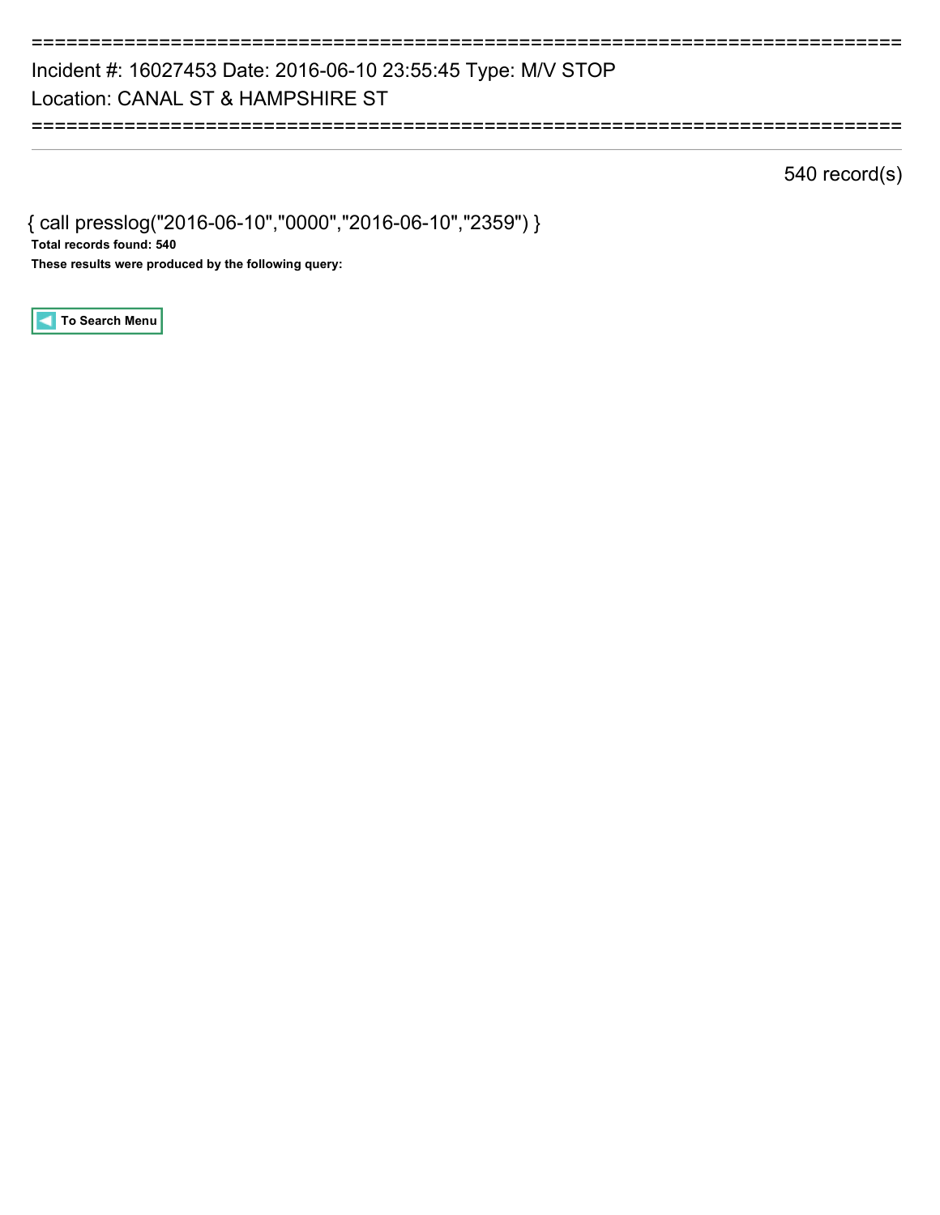===============================================================================
Incident #: 16027453 Date: 2016-06-10 23:55:45 Type: M/V STOP
Location: CANAL ST & HAMPSHIRE ST
===============================================================================

---

540 record(s)

{ call presslog("2016-06-10","0000","2016-06-10","2359") }

**Total records found: 540**

**These results were produced by the following query:**

**To Search Menu**